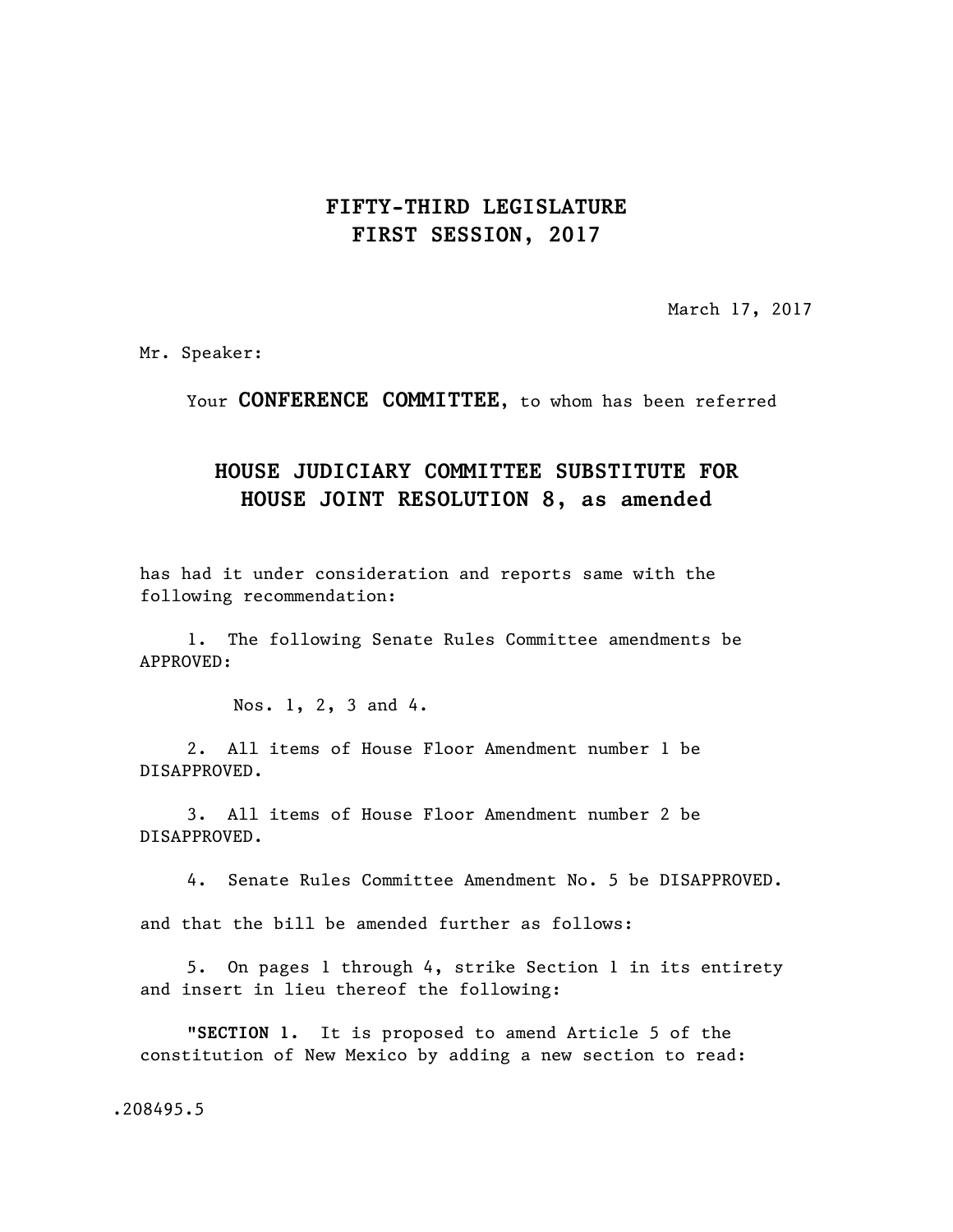# FIFTY-THIRD LEGISLATURE
# FIRST SESSION, 2017

March 17, 2017

Mr. Speaker:

Your **CONFERENCE COMMITTEE**, to whom has been referred

## HOUSE JUDICIARY COMMITTEE SUBSTITUTE FOR HOUSE JOINT RESOLUTION 8, as amended

has had it under consideration and reports same with the following recommendation:

1. The following Senate Rules Committee amendments be APPROVED:

   Nos. 1, 2, 3 and 4.

2. All items of House Floor Amendment number 1 be DISAPPROVED.

3. All items of House Floor Amendment number 2 be DISAPPROVED.

4. Senate Rules Committee Amendment No. 5 be DISAPPROVED.

and that the bill be amended further as follows:

5. On pages 1 through 4, strike Section 1 in its entirety and insert in lieu thereof the following:

"**SECTION 1.** It is proposed to amend Article 5 of the constitution of New Mexico by adding a new section to read:

.208495.5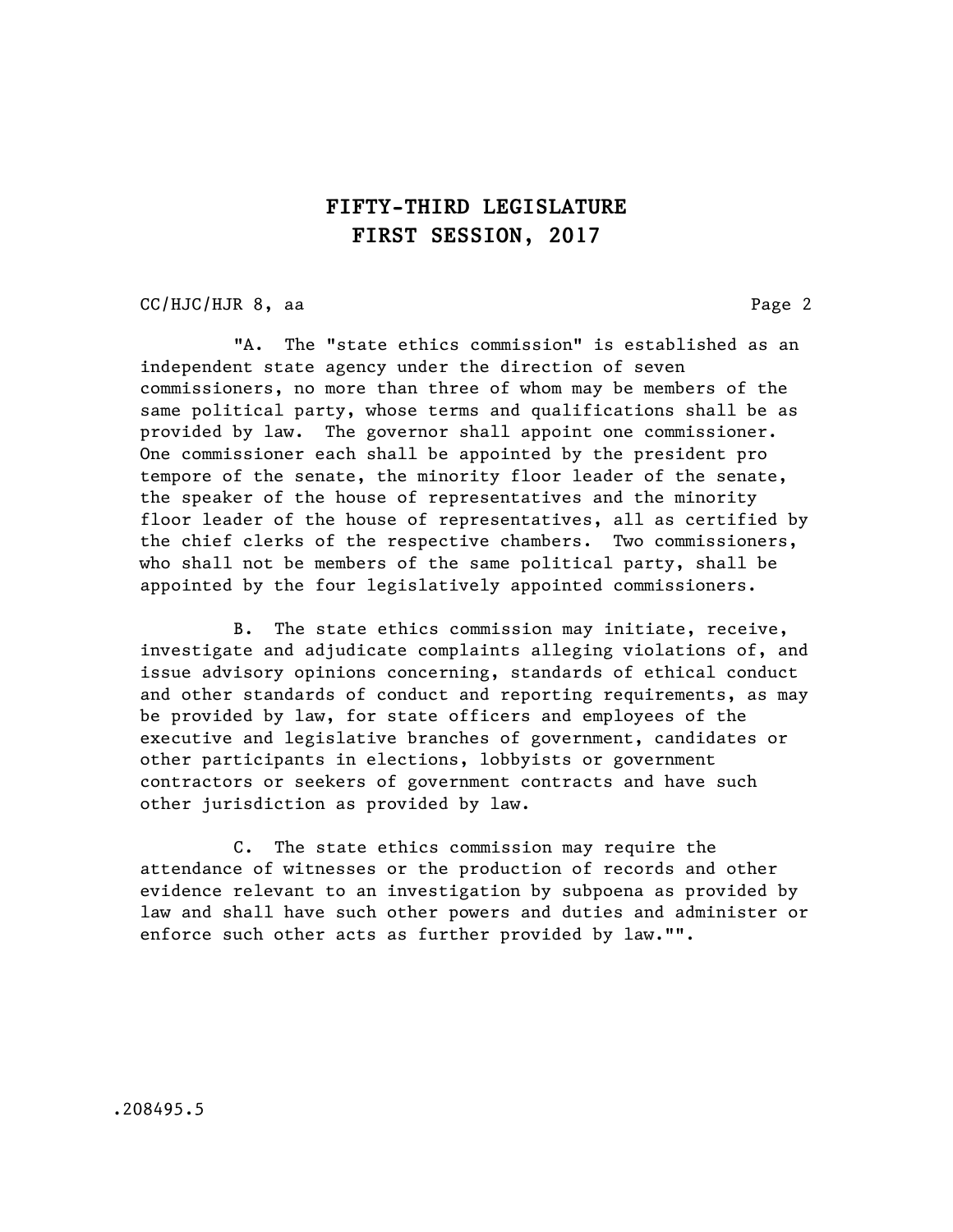"A. The "state ethics commission" is established as an independent state agency under the direction of seven commissioners, no more than three of whom may be members of the same political party, whose terms and qualifications shall be as provided by law. The governor shall appoint one commissioner. One commissioner each shall be appointed by the president pro tempore of the senate, the minority floor leader of the senate, the speaker of the house of representatives and the minority floor leader of the house of representatives, all as certified by the chief clerks of the respective chambers. Two commissioners, who shall not be members of the same political party, shall be appointed by the four legislatively appointed commissioners.

B. The state ethics commission may initiate, receive, investigate and adjudicate complaints alleging violations of, and issue advisory opinions concerning, standards of ethical conduct and other standards of conduct and reporting requirements, as may be provided by law, for state officers and employees of the executive and legislative branches of government, candidates or other participants in elections, lobbyists or government contractors or seekers of government contracts and have such other jurisdiction as provided by law.

C. The state ethics commission may require the attendance of witnesses or the production of records and other evidence relevant to an investigation by subpoena as provided by law and shall have such other powers and duties and administer or enforce such other acts as further provided by law."".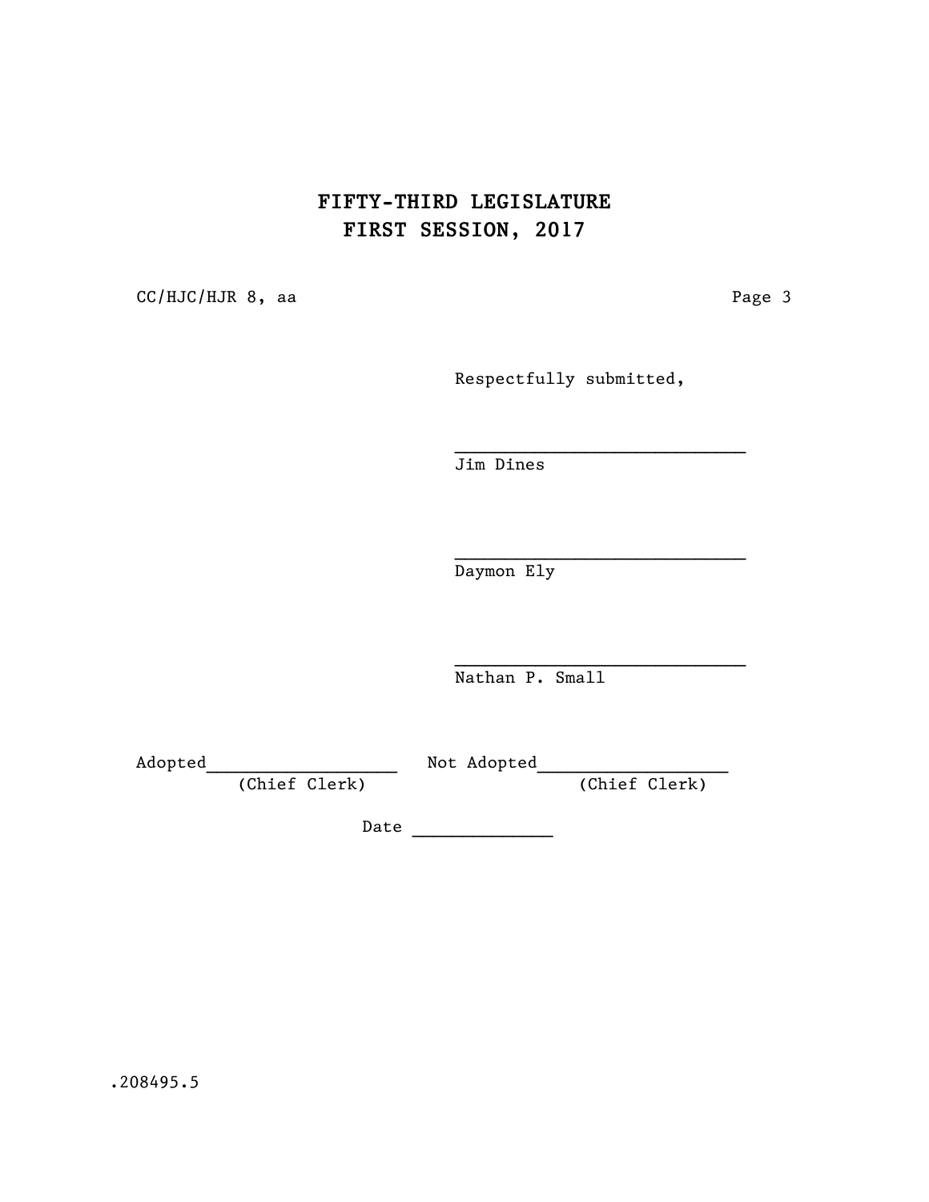**FIFTY-THIRD LEGISLATURE**
**FIRST SESSION, 2017**

CC/HJC/HJR 8, aa

Respectfully submitted,

\_\_\_\_\_\_\_\_\_\_\_\_\_\_\_\_\_\_\_\_\_\_\_\_\_\_\_\_\_
Jim Dines

\_\_\_\_\_\_\_\_\_\_\_\_\_\_\_\_\_\_\_\_\_\_\_\_\_\_\_\_\_
Daymon Ely

\_\_\_\_\_\_\_\_\_\_\_\_\_\_\_\_\_\_\_\_\_\_\_\_\_\_\_\_\_
Nathan P. Small

Adopted\_\_\_\_\_\_\_\_\_\_\_\_\_\_\_\_\_\_\_ Not Adopted\_\_\_\_\_\_\_\_\_\_\_\_\_\_\_\_\_\_\_
(Chief Clerk) (Chief Clerk)

Date \_\_\_\_\_\_\_\_\_\_\_\_\_\_

.208495.5